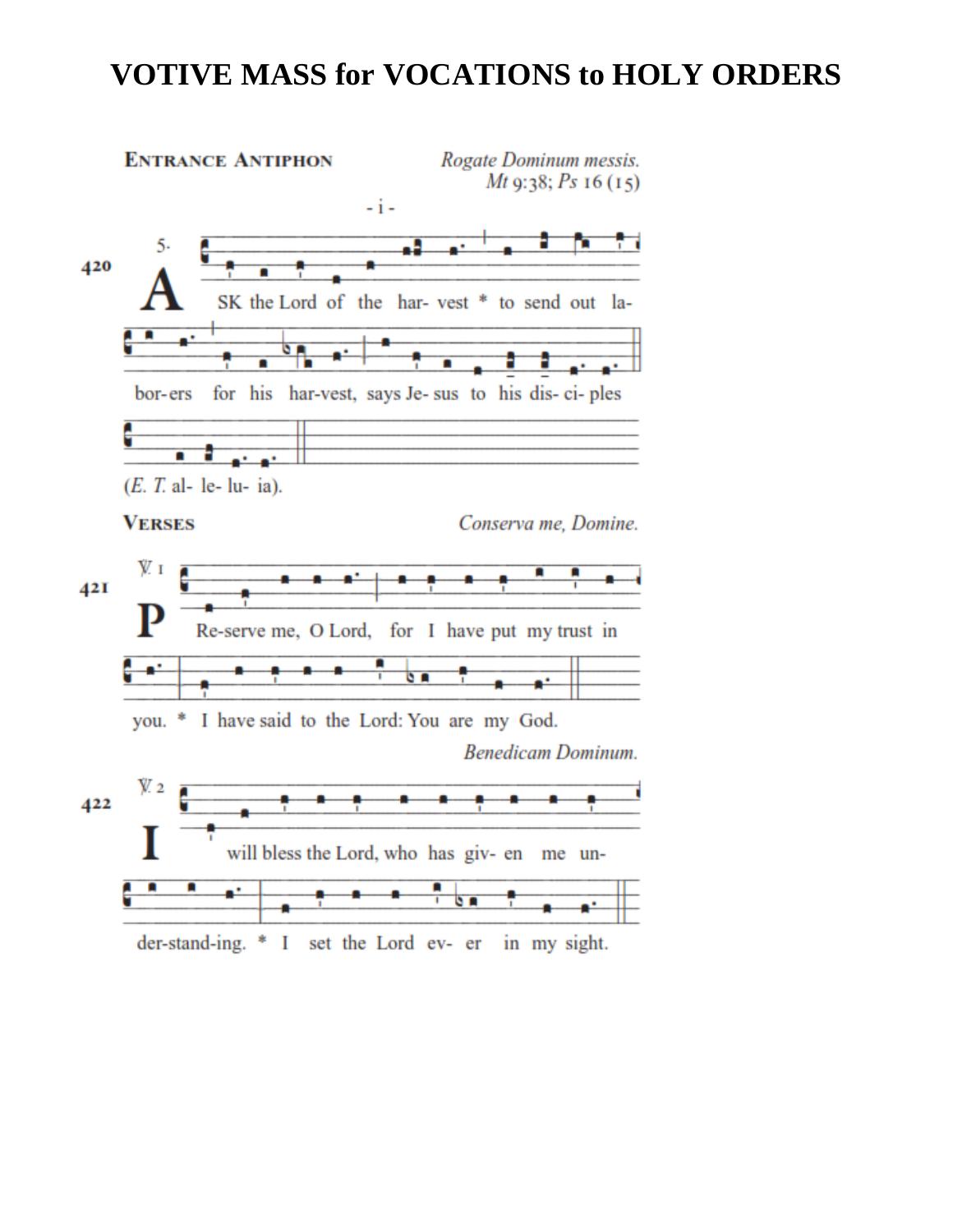# VOTIVE MASS for VOCATIONS to HOLY ORDERS

**ENTRANCE ANTIPHON** *Rogate Dominum messis.* *Mt* 9:38; *Ps* 16 (15)

420 5. - i -

ASK the Lord of the har- vest * to send out la- bor-ers for his har-vest, says Je- sus to his dis- ci- ples (*E. T.* al- le- lu- ia).

**VERSES** *Conserva me, Domine.*

421 ℣. 1 Re-serve me, O Lord, for I have put my trust in you. * I have said to the Lord: You are my God.

*Benedicam Dominum.*

422 ℣. 2 I will bless the Lord, who has giv- en me un- der-stand-ing. * I set the Lord ev- er in my sight.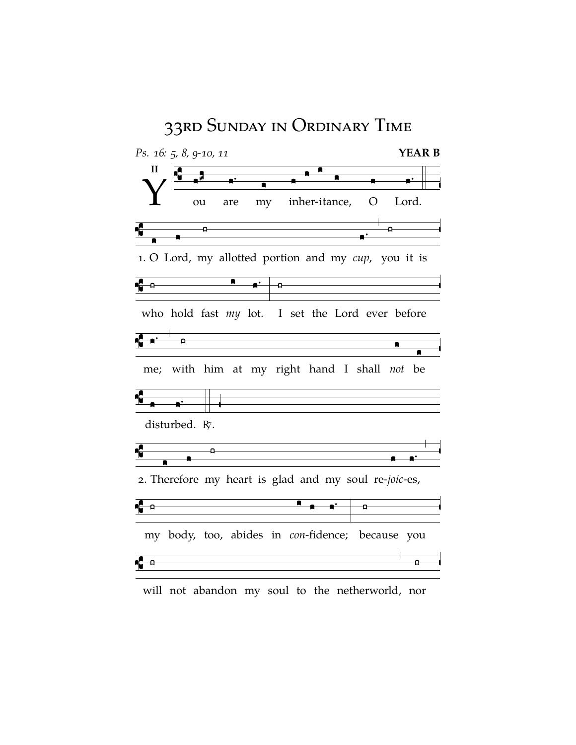# 33rd Sunday in Ordinary Time

*Ps. 16: 5, 8, 9-10, 11* **YEAR B**

II

You are my inher-itance, O Lord.

1. O Lord, my allotted portion and my *cup*, you it is who hold fast *my* lot. I set the Lord ever before me; with him at my right hand I shall *not* be disturbed. ℟.

2. Therefore my heart is glad and my soul re-*joic*-es, my body, too, abides in *con*-fidence; because you will not abandon my soul to the netherworld, nor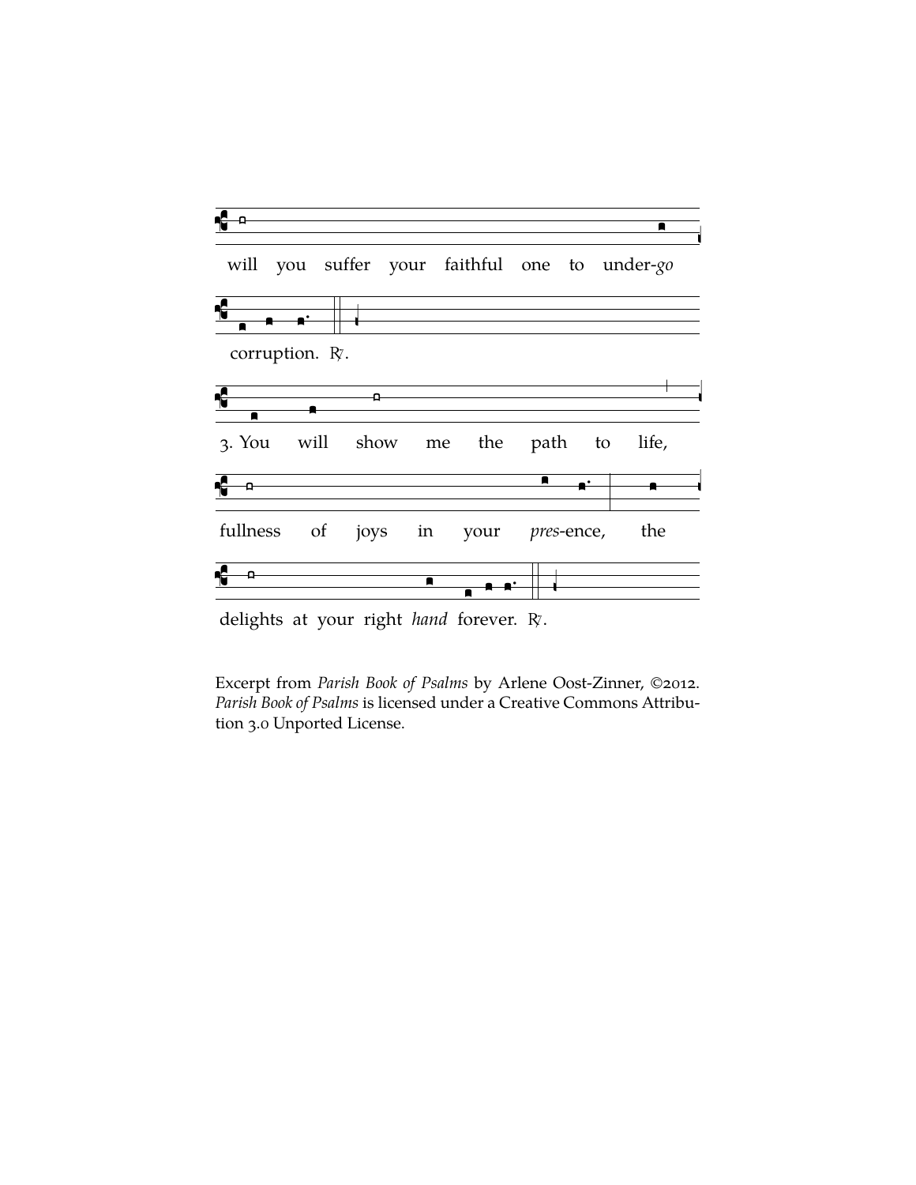will you suffer your faithful one to under-*go*

corruption. ℟.

3. You will show me the path to life,

fullness of joys in your *pres*-ence, the

delights at your right *hand* forever. ℟.

Excerpt from *Parish Book of Psalms* by Arlene Oost-Zinner, ©2012. *Parish Book of Psalms* is licensed under a Creative Commons Attribution 3.0 Unported License.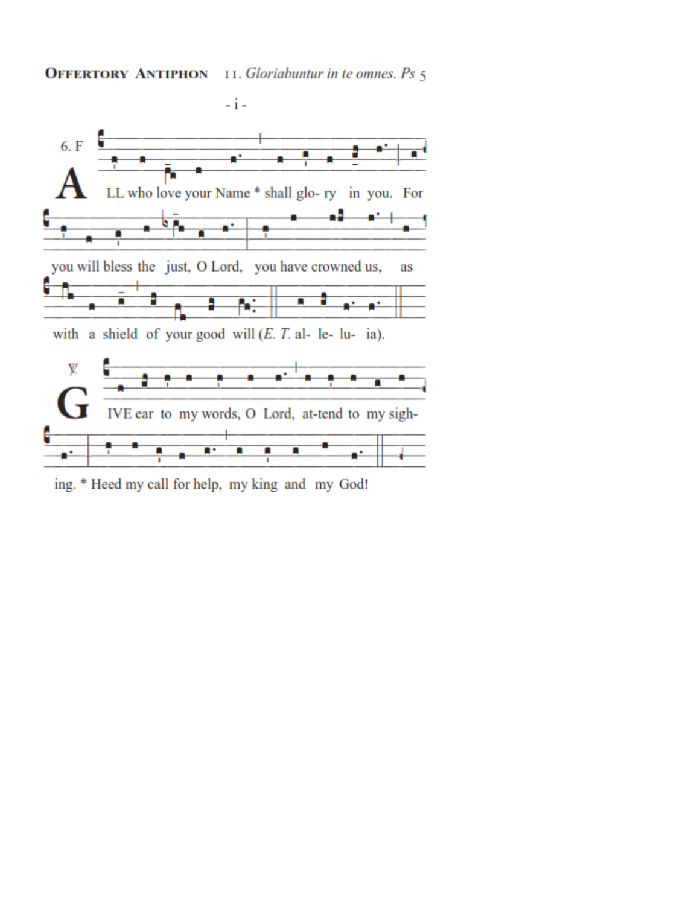**Offertory Antiphon** 11. *Gloriabuntur in te omnes. Ps 5*

- i -

6. F

ALL who love your Name * shall glo- ry in you. For you will bless the just, O Lord, you have crowned us, as with a shield of your good will (*E. T.* al- le- lu- ia).

℣. GIVE ear to my words, O Lord, at-tend to my sigh- ing. * Heed my call for help, my king and my God!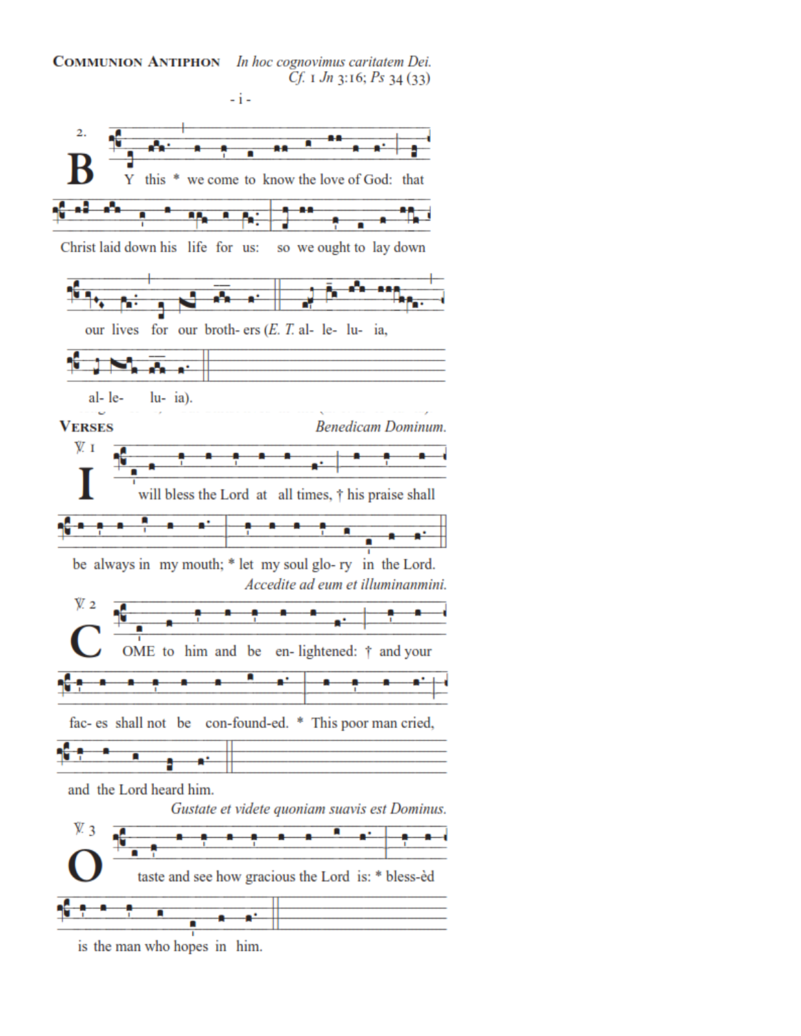**Communion Antiphon** *In hoc cognovimus caritatem Dei.*
*Cf.* 1 *Jn* 3:16; *Ps* 34 (33)

- i -

2.

BY this * we come to know the love of God: that Christ laid down his life for us: so we ought to lay down our lives for our broth- ers (*E. T.* al- le- lu- ia, al- le- lu- ia).

**Verses** *Benedicam Dominum.*

℣ 1 I will bless the Lord at all times, † his praise shall be always in my mouth; * let my soul glo- ry in the Lord.

*Accedite ad eum et illuminanmini.*

℣ 2 COME to him and be en- lightened: † and your fac- es shall not be con-found-ed. * This poor man cried, and the Lord heard him.

*Gustate et videte quoniam suavis est Dominus.*

℣ 3 O taste and see how gracious the Lord is: * bless-èd is the man who hopes in him.